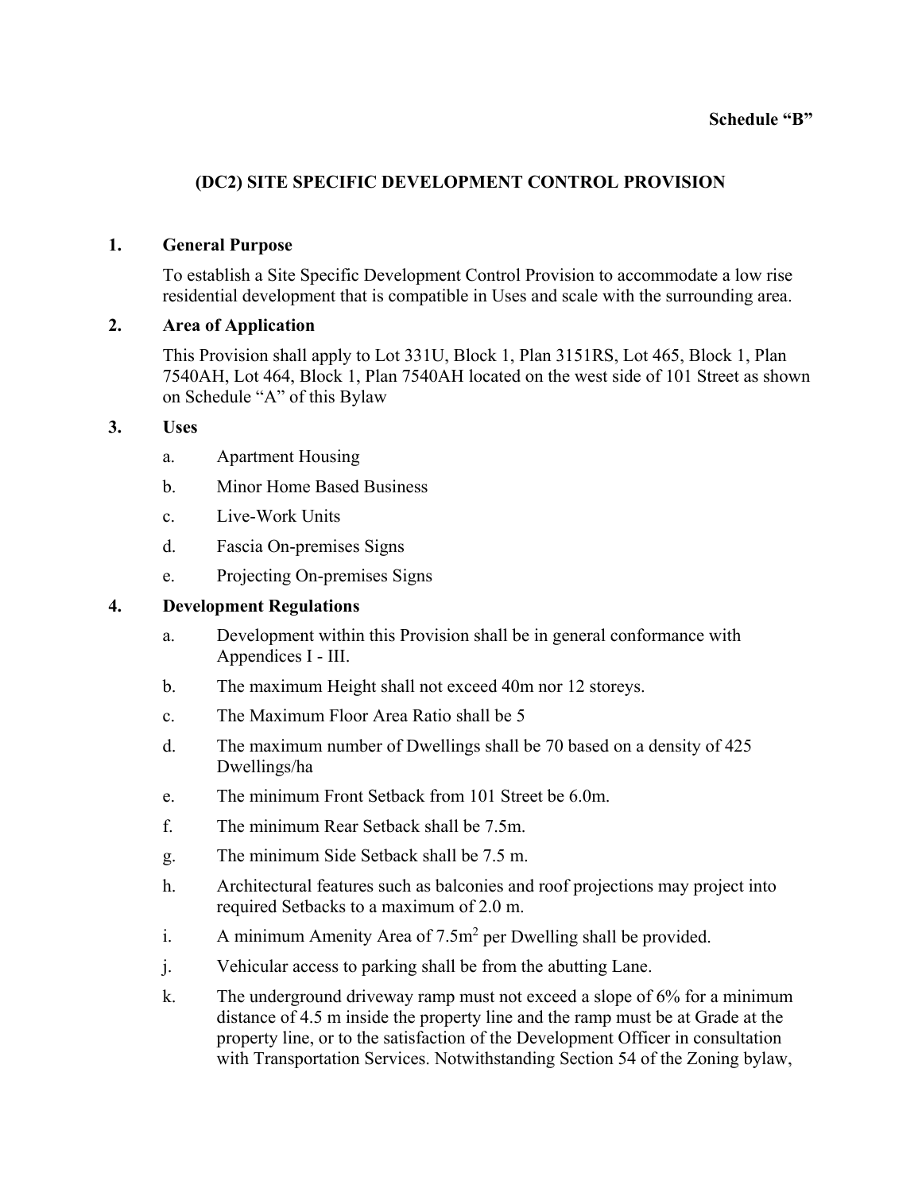Schedule "B"

## (DC2) SITE SPECIFIC DEVELOPMENT CONTROL PROVISION

### 1. General Purpose

To establish a Site Specific Development Control Provision to accommodate a low rise residential development that is compatible in Uses and scale with the surrounding area.

### 2. Area of Application

This Provision shall apply to Lot 331U, Block 1, Plan 3151RS, Lot 465, Block 1, Plan 7540AH, Lot 464, Block 1, Plan 7540AH located on the west side of 101 Street as shown on Schedule "A" of this Bylaw

### 3. Uses

a. Apartment Housing

b. Minor Home Based Business

c. Live-Work Units

d. Fascia On-premises Signs

e. Projecting On-premises Signs

### 4. Development Regulations

a. Development within this Provision shall be in general conformance with Appendices I - III.

b. The maximum Height shall not exceed 40m nor 12 storeys.

c. The Maximum Floor Area Ratio shall be 5

d. The maximum number of Dwellings shall be 70 based on a density of 425 Dwellings/ha

e. The minimum Front Setback from 101 Street be 6.0m.

f. The minimum Rear Setback shall be 7.5m.

g. The minimum Side Setback shall be 7.5 m.

h. Architectural features such as balconies and roof projections may project into required Setbacks to a maximum of 2.0 m.

i. A minimum Amenity Area of 7.5m$^2$ per Dwelling shall be provided.

j. Vehicular access to parking shall be from the abutting Lane.

k. The underground driveway ramp must not exceed a slope of 6% for a minimum distance of 4.5 m inside the property line and the ramp must be at Grade at the property line, or to the satisfaction of the Development Officer in consultation with Transportation Services. Notwithstanding Section 54 of the Zoning bylaw,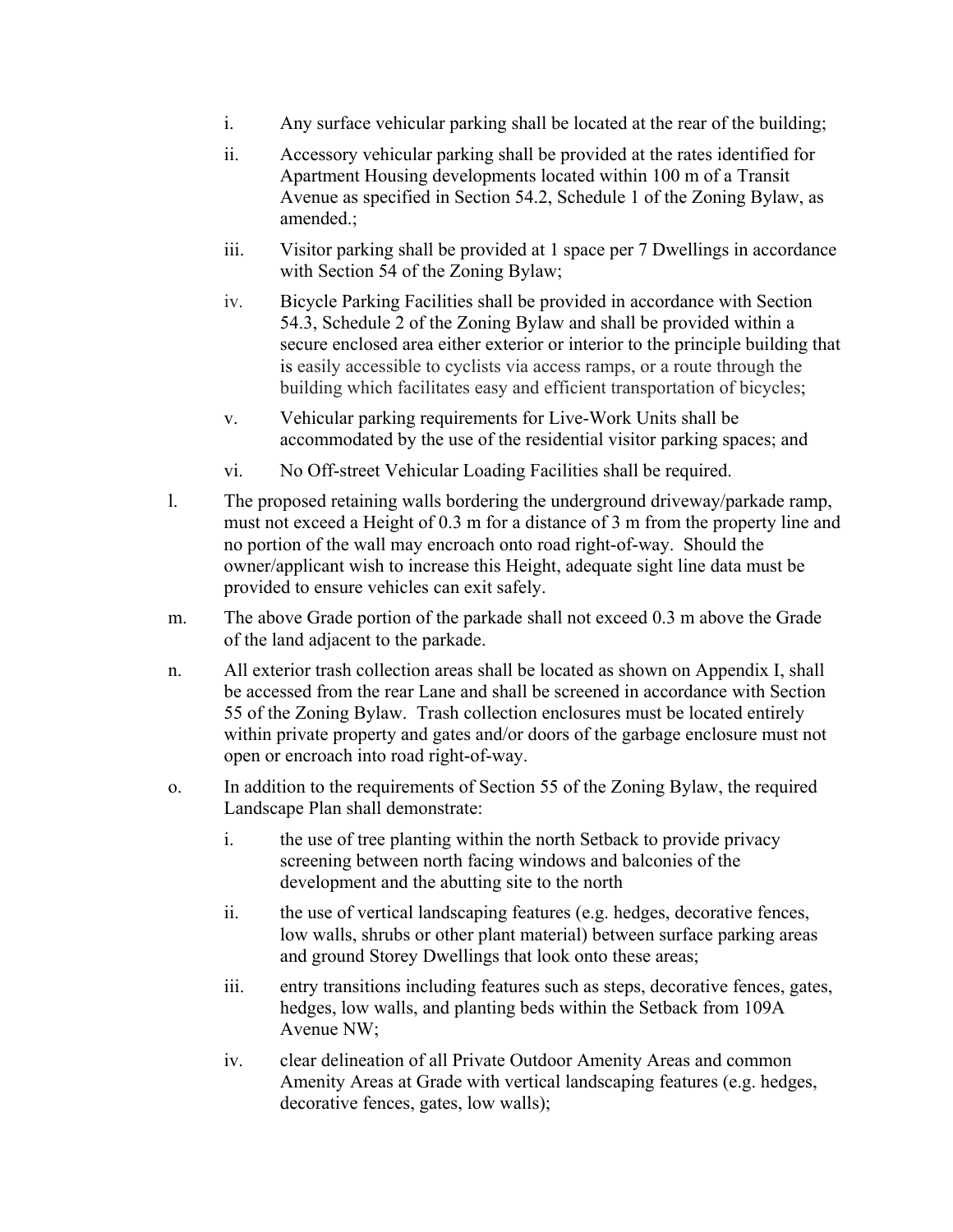i. Any surface vehicular parking shall be located at the rear of the building;

ii. Accessory vehicular parking shall be provided at the rates identified for Apartment Housing developments located within 100 m of a Transit Avenue as specified in Section 54.2, Schedule 1 of the Zoning Bylaw, as amended.;

iii. Visitor parking shall be provided at 1 space per 7 Dwellings in accordance with Section 54 of the Zoning Bylaw;

iv. Bicycle Parking Facilities shall be provided in accordance with Section 54.3, Schedule 2 of the Zoning Bylaw and shall be provided within a secure enclosed area either exterior or interior to the principle building that is easily accessible to cyclists via access ramps, or a route through the building which facilitates easy and efficient transportation of bicycles;

v. Vehicular parking requirements for Live-Work Units shall be accommodated by the use of the residential visitor parking spaces; and

vi. No Off-street Vehicular Loading Facilities shall be required.

l. The proposed retaining walls bordering the underground driveway/parkade ramp, must not exceed a Height of 0.3 m for a distance of 3 m from the property line and no portion of the wall may encroach onto road right-of-way. Should the owner/applicant wish to increase this Height, adequate sight line data must be provided to ensure vehicles can exit safely.

m. The above Grade portion of the parkade shall not exceed 0.3 m above the Grade of the land adjacent to the parkade.

n. All exterior trash collection areas shall be located as shown on Appendix I, shall be accessed from the rear Lane and shall be screened in accordance with Section 55 of the Zoning Bylaw. Trash collection enclosures must be located entirely within private property and gates and/or doors of the garbage enclosure must not open or encroach into road right-of-way.

o. In addition to the requirements of Section 55 of the Zoning Bylaw, the required Landscape Plan shall demonstrate:

i. the use of tree planting within the north Setback to provide privacy screening between north facing windows and balconies of the development and the abutting site to the north

ii. the use of vertical landscaping features (e.g. hedges, decorative fences, low walls, shrubs or other plant material) between surface parking areas and ground Storey Dwellings that look onto these areas;

iii. entry transitions including features such as steps, decorative fences, gates, hedges, low walls, and planting beds within the Setback from 109A Avenue NW;

iv. clear delineation of all Private Outdoor Amenity Areas and common Amenity Areas at Grade with vertical landscaping features (e.g. hedges, decorative fences, gates, low walls);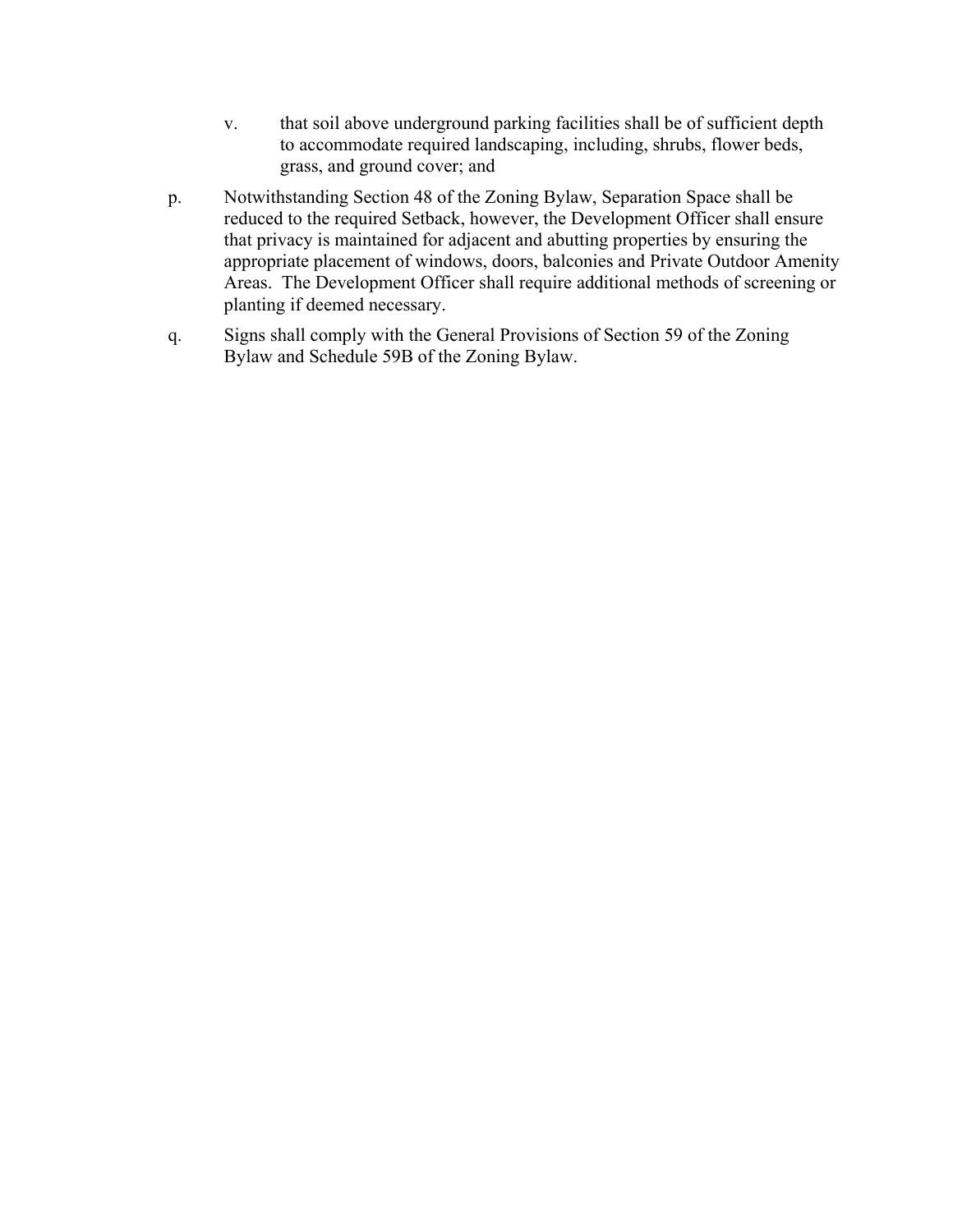v. that soil above underground parking facilities shall be of sufficient depth to accommodate required landscaping, including, shrubs, flower beds, grass, and ground cover; and

p. Notwithstanding Section 48 of the Zoning Bylaw, Separation Space shall be reduced to the required Setback, however, the Development Officer shall ensure that privacy is maintained for adjacent and abutting properties by ensuring the appropriate placement of windows, doors, balconies and Private Outdoor Amenity Areas. The Development Officer shall require additional methods of screening or planting if deemed necessary.

q. Signs shall comply with the General Provisions of Section 59 of the Zoning Bylaw and Schedule 59B of the Zoning Bylaw.